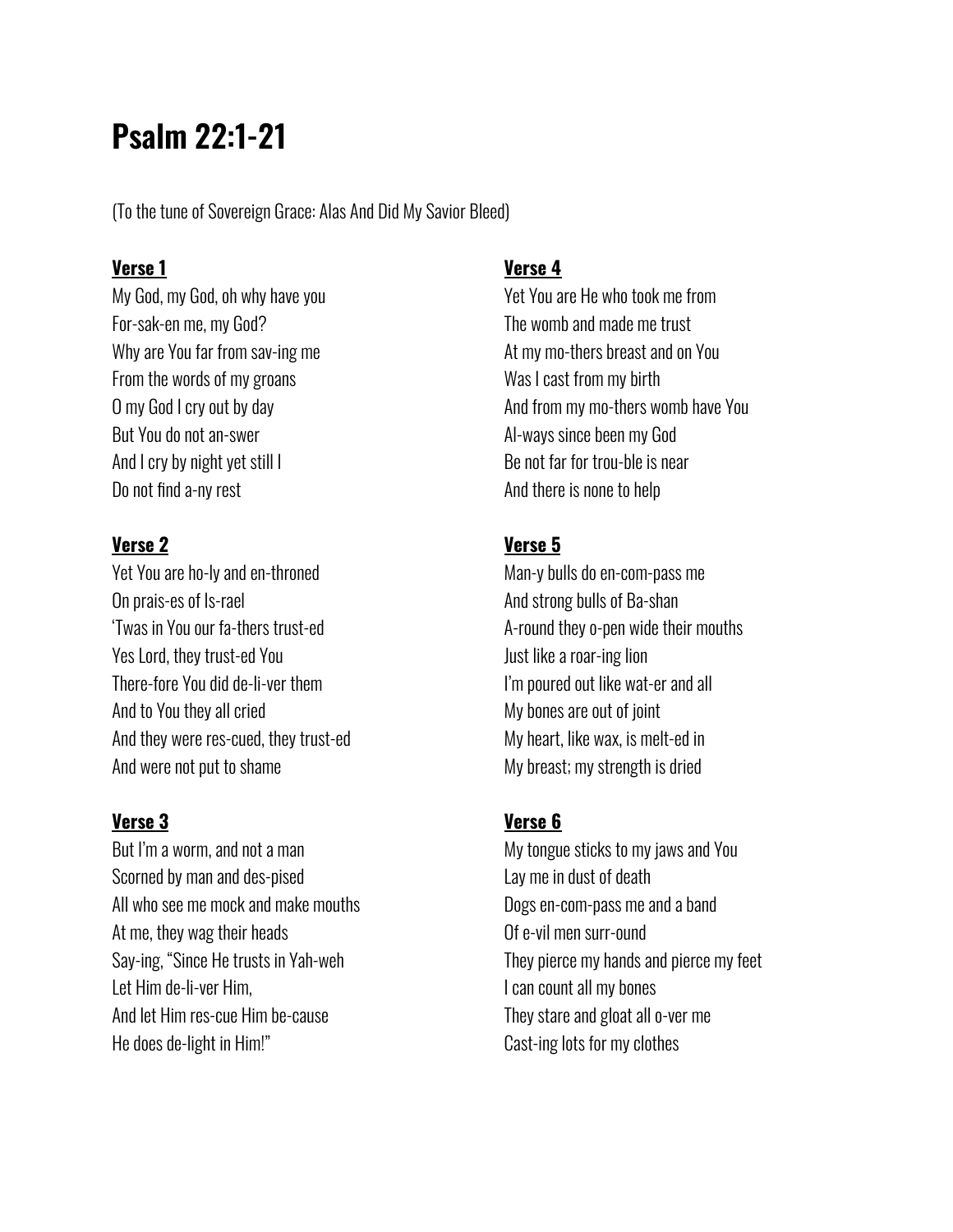# Psalm 22:1-21

(To the tune of Sovereign Grace: Alas And Did My Savior Bleed)

**Verse 1**

My God, my God, oh why have you
For-sak-en me, my God?
Why are You far from sav-ing me
From the words of my groans
O my God I cry out by day
But You do not an-swer
And I cry by night yet still I
Do not find a-ny rest

**Verse 2**

Yet You are ho-ly and en-throned
On prais-es of Is-rael
'Twas in You our fa-thers trust-ed
Yes Lord, they trust-ed You
There-fore You did de-li-ver them
And to You they all cried
And they were res-cued, they trust-ed
And were not put to shame

**Verse 3**

But I'm a worm, and not a man
Scorned by man and des-pised
All who see me mock and make mouths
At me, they wag their heads
Say-ing, "Since He trusts in Yah-weh
Let Him de-li-ver Him,
And let Him res-cue Him be-cause
He does de-light in Him!"

**Verse 4**

Yet You are He who took me from
The womb and made me trust
At my mo-thers breast and on You
Was I cast from my birth
And from my mo-thers womb have You
Al-ways since been my God
Be not far for trou-ble is near
And there is none to help

**Verse 5**

Man-y bulls do en-com-pass me
And strong bulls of Ba-shan
A-round they o-pen wide their mouths
Just like a roar-ing lion
I'm poured out like wat-er and all
My bones are out of joint
My heart, like wax, is melt-ed in
My breast; my strength is dried

**Verse 6**

My tongue sticks to my jaws and You
Lay me in dust of death
Dogs en-com-pass me and a band
Of e-vil men surr-ound
They pierce my hands and pierce my feet
I can count all my bones
They stare and gloat all o-ver me
Cast-ing lots for my clothes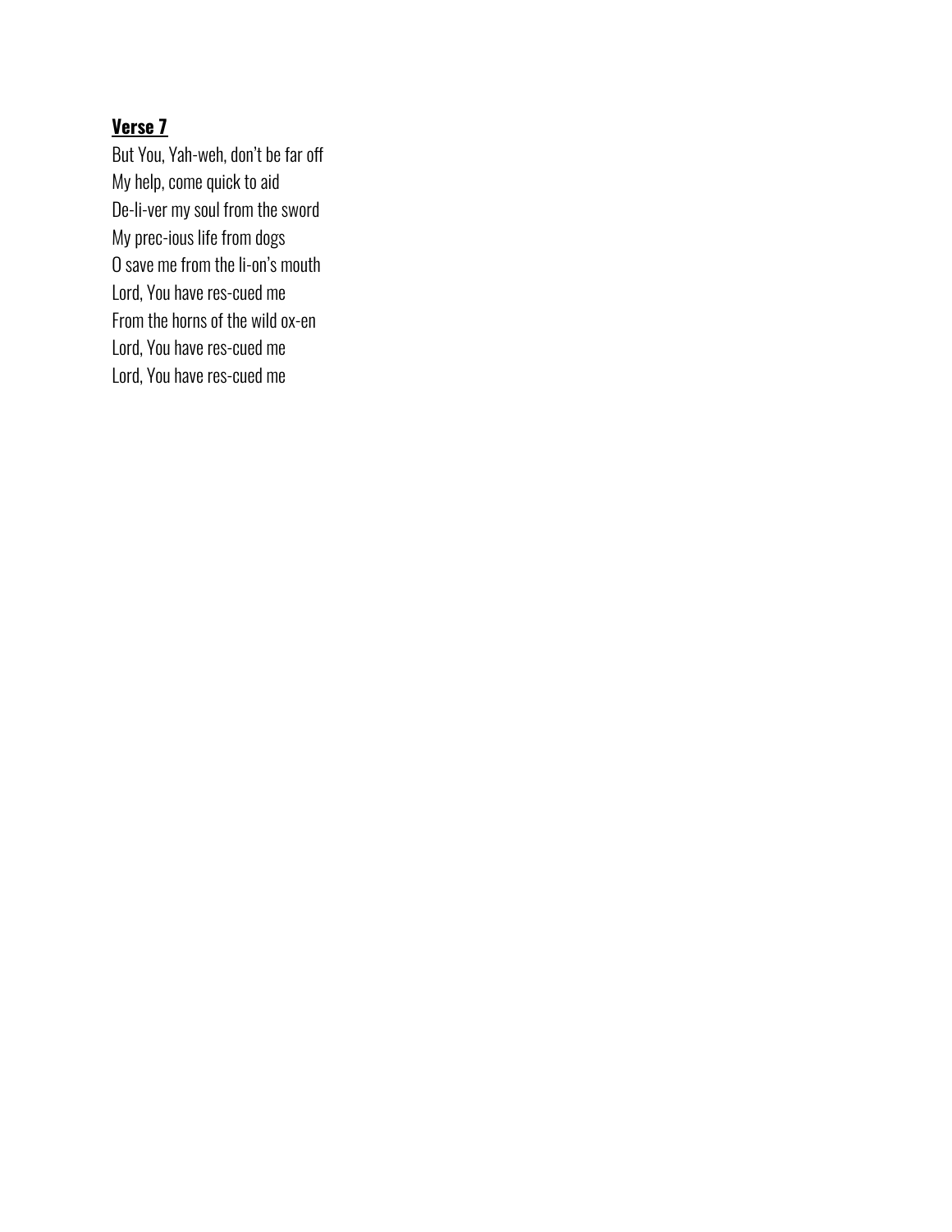**<u>Verse 7</u>**

But You, Yah-weh, don't be far off
My help, come quick to aid
De-li-ver my soul from the sword
My prec-ious life from dogs
O save me from the li-on's mouth
Lord, You have res-cued me
From the horns of the wild ox-en
Lord, You have res-cued me
Lord, You have res-cued me